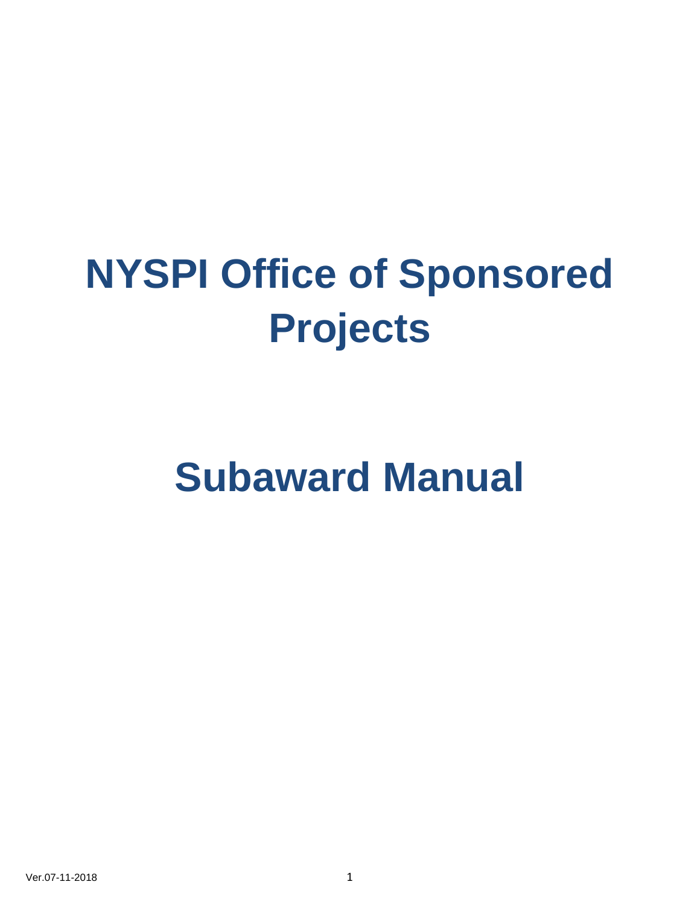# NYSPI Office of Sponsored Projects

# Subaward Manual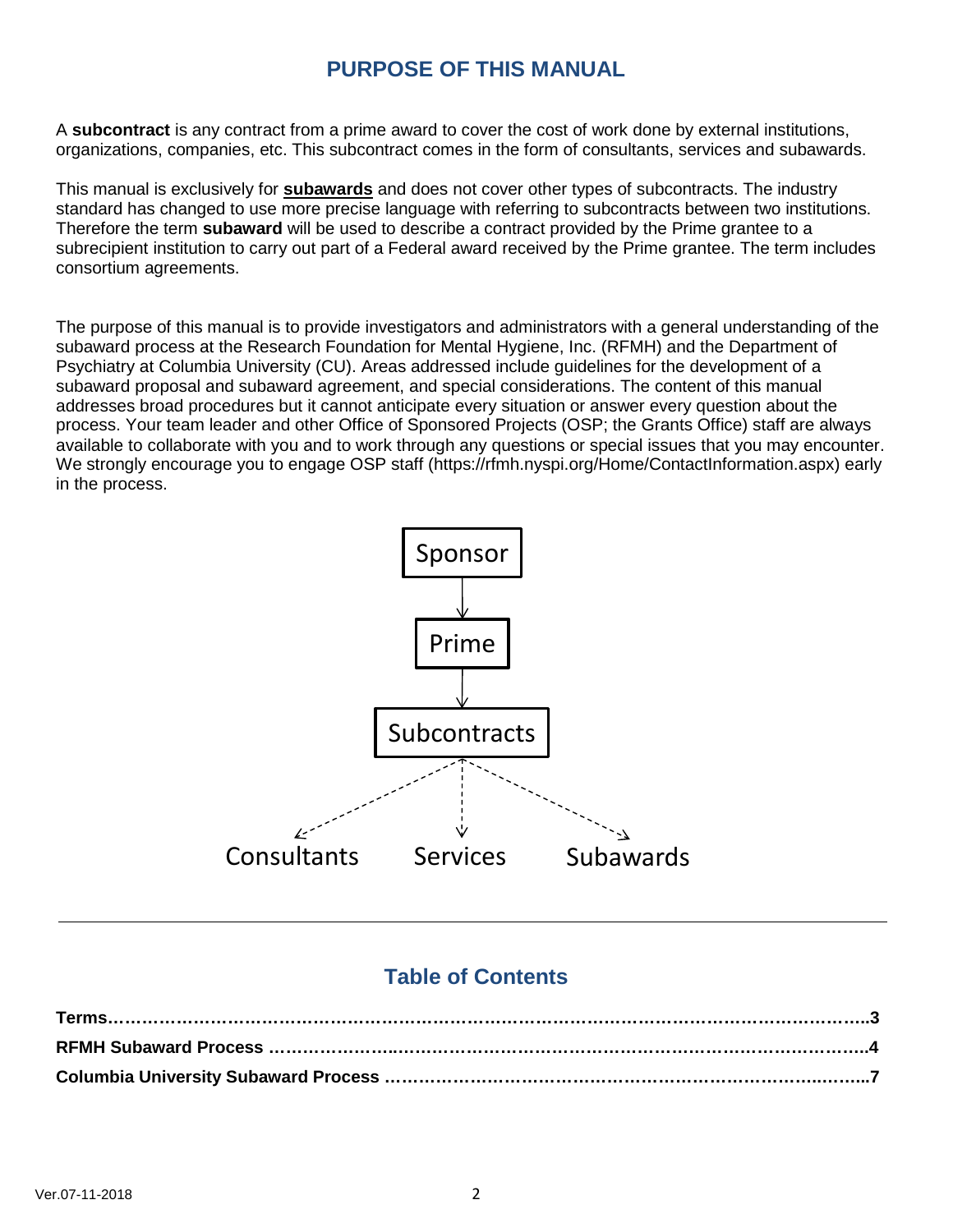# PURPOSE OF THIS MANUAL

A **subcontract** is any contract from a prime award to cover the cost of work done by external institutions, organizations, companies, etc. This subcontract comes in the form of consultants, services and subawards.

This manual is exclusively for **subawards** and does not cover other types of subcontracts. The industry standard has changed to use more precise language with referring to subcontracts between two institutions. Therefore the term **subaward** will be used to describe a contract provided by the Prime grantee to a subrecipient institution to carry out part of a Federal award received by the Prime grantee. The term includes consortium agreements.

The purpose of this manual is to provide investigators and administrators with a general understanding of the subaward process at the Research Foundation for Mental Hygiene, Inc. (RFMH) and the Department of Psychiatry at Columbia University (CU). Areas addressed include guidelines for the development of a subaward proposal and subaward agreement, and special considerations. The content of this manual addresses broad procedures but it cannot anticipate every situation or answer every question about the process. Your team leader and other Office of Sponsored Projects (OSP; the Grants Office) staff are always available to collaborate with you and to work through any questions or special issues that you may encounter. We strongly encourage you to engage OSP staff (https://rfmh.nyspi.org/Home/ContactInformation.aspx) early in the process.

Sponsor → Prime → Subcontracts → Consultants / Services / Subawards

## Table of Contents

**Terms……………………………………………………………………………………………………………3**
**RFMH Subaward Process …………………………………………………………………………………4**
**Columbia University Subaward Process ………………………………………………………………7**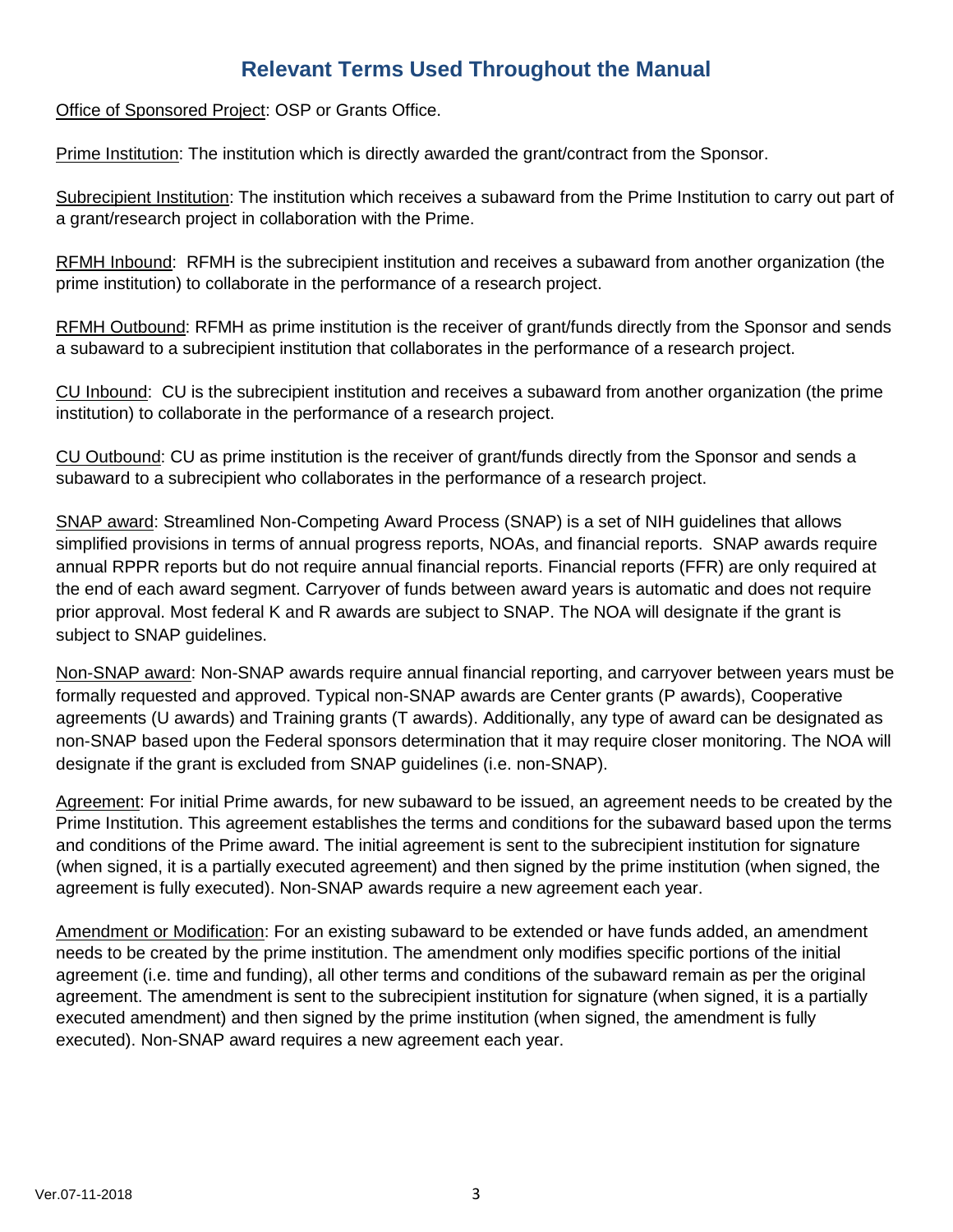# Relevant Terms Used Throughout the Manual

Office of Sponsored Project: OSP or Grants Office.

Prime Institution: The institution which is directly awarded the grant/contract from the Sponsor.

Subrecipient Institution: The institution which receives a subaward from the Prime Institution to carry out part of a grant/research project in collaboration with the Prime.

RFMH Inbound: RFMH is the subrecipient institution and receives a subaward from another organization (the prime institution) to collaborate in the performance of a research project.

RFMH Outbound: RFMH as prime institution is the receiver of grant/funds directly from the Sponsor and sends a subaward to a subrecipient institution that collaborates in the performance of a research project.

CU Inbound: CU is the subrecipient institution and receives a subaward from another organization (the prime institution) to collaborate in the performance of a research project.

CU Outbound: CU as prime institution is the receiver of grant/funds directly from the Sponsor and sends a subaward to a subrecipient who collaborates in the performance of a research project.

SNAP award: Streamlined Non-Competing Award Process (SNAP) is a set of NIH guidelines that allows simplified provisions in terms of annual progress reports, NOAs, and financial reports. SNAP awards require annual RPPR reports but do not require annual financial reports. Financial reports (FFR) are only required at the end of each award segment. Carryover of funds between award years is automatic and does not require prior approval. Most federal K and R awards are subject to SNAP. The NOA will designate if the grant is subject to SNAP guidelines.

Non-SNAP award: Non-SNAP awards require annual financial reporting, and carryover between years must be formally requested and approved. Typical non-SNAP awards are Center grants (P awards), Cooperative agreements (U awards) and Training grants (T awards). Additionally, any type of award can be designated as non-SNAP based upon the Federal sponsors determination that it may require closer monitoring. The NOA will designate if the grant is excluded from SNAP guidelines (i.e. non-SNAP).

Agreement: For initial Prime awards, for new subaward to be issued, an agreement needs to be created by the Prime Institution. This agreement establishes the terms and conditions for the subaward based upon the terms and conditions of the Prime award. The initial agreement is sent to the subrecipient institution for signature (when signed, it is a partially executed agreement) and then signed by the prime institution (when signed, the agreement is fully executed). Non-SNAP awards require a new agreement each year.

Amendment or Modification: For an existing subaward to be extended or have funds added, an amendment needs to be created by the prime institution. The amendment only modifies specific portions of the initial agreement (i.e. time and funding), all other terms and conditions of the subaward remain as per the original agreement. The amendment is sent to the subrecipient institution for signature (when signed, it is a partially executed amendment) and then signed by the prime institution (when signed, the amendment is fully executed). Non-SNAP award requires a new agreement each year.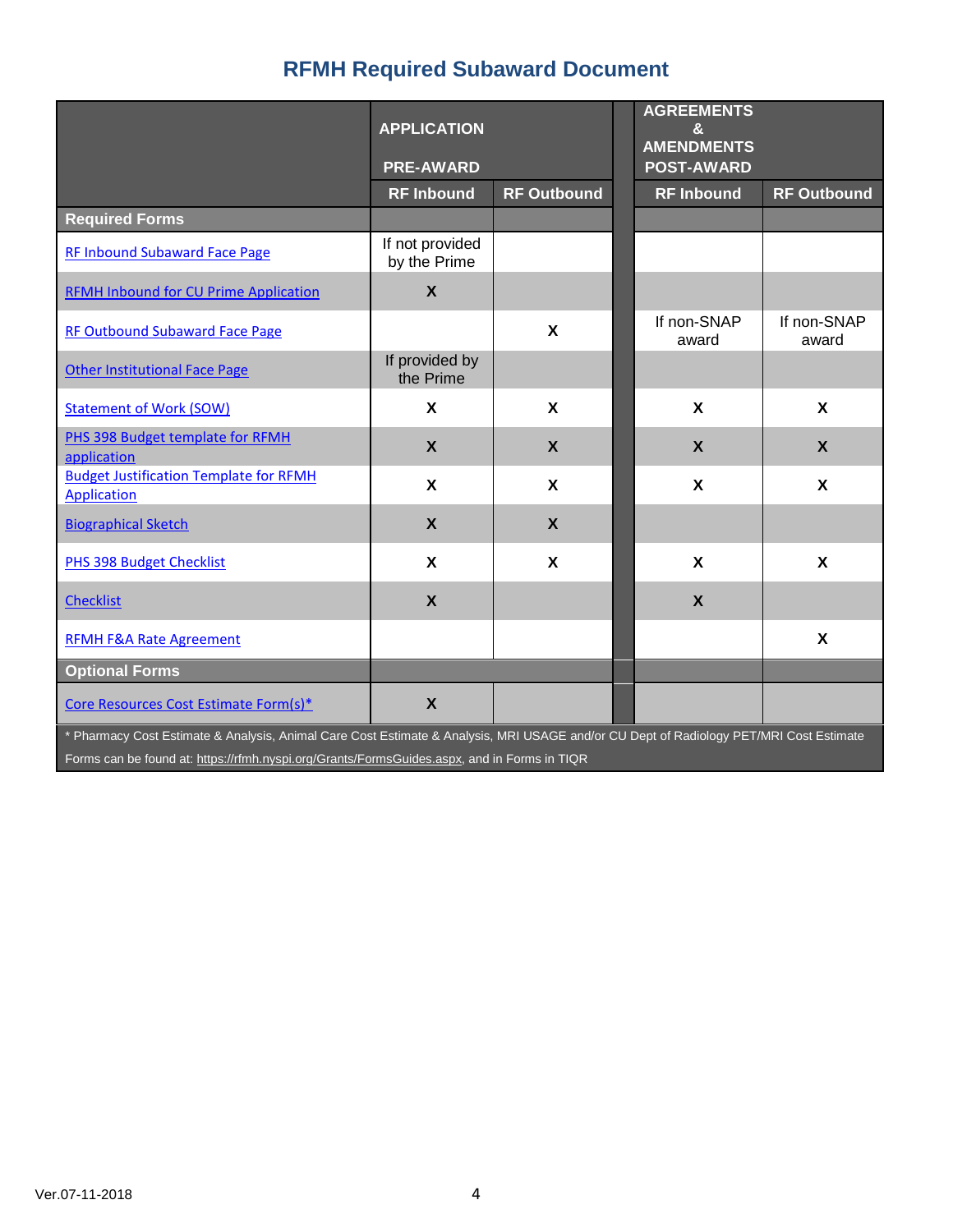# RFMH Required Subaward Document

| | APPLICATION PRE-AWARD | | AGREEMENTS & AMENDMENTS POST-AWARD | |
|---|---|---|---|---|
| | RF Inbound | RF Outbound | RF Inbound | RF Outbound |
| **Required Forms** | | | | |
| RF Inbound Subaward Face Page | If not provided by the Prime | | | |
| RFMH Inbound for CU Prime Application | X | | | |
| RF Outbound Subaward Face Page | | X | If non-SNAP award | If non-SNAP award |
| Other Institutional Face Page | If provided by the Prime | | | |
| Statement of Work (SOW) | X | X | X | X |
| PHS 398 Budget template for RFMH application | X | X | X | X |
| Budget Justification Template for RFMH Application | X | X | X | X |
| Biographical Sketch | X | X | | |
| PHS 398 Budget Checklist | X | X | X | X |
| Checklist | X | | X | |
| RFMH F&A Rate Agreement | | | | X |
| **Optional Forms** | | | | |
| Core Resources Cost Estimate Form(s)* | X | | | |

* Pharmacy Cost Estimate & Analysis, Animal Care Cost Estimate & Analysis, MRI USAGE and/or CU Dept of Radiology PET/MRI Cost Estimate

Forms can be found at: https://rfmh.nyspi.org/Grants/FormsGuides.aspx, and in Forms in TIQR

Ver.07-11-2018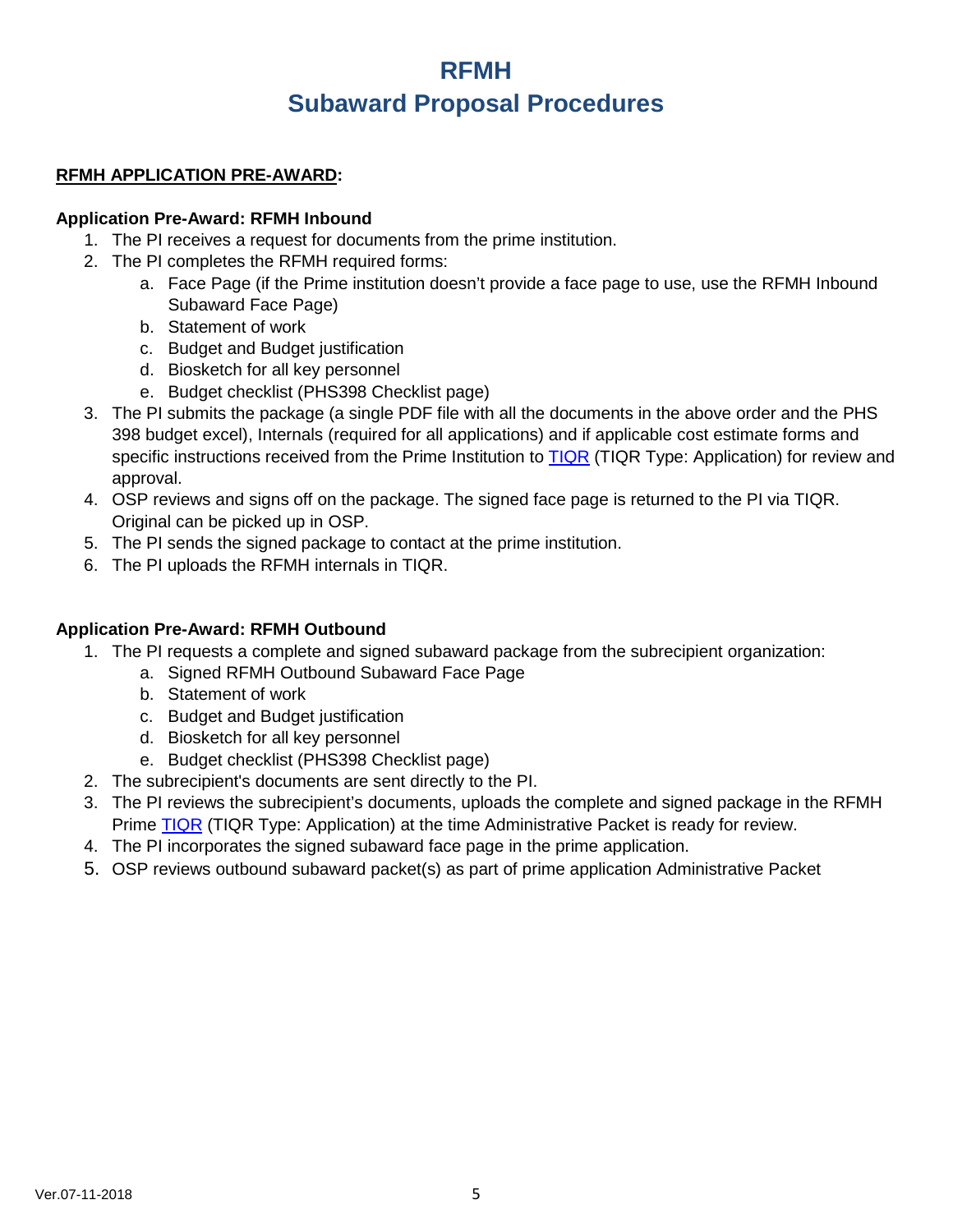# RFMH
# Subaward Proposal Procedures

**<u>RFMH APPLICATION PRE-AWARD</u>:**

### Application Pre-Award: RFMH Inbound

1. The PI receives a request for documents from the prime institution.
2. The PI completes the RFMH required forms:
   a. Face Page (if the Prime institution doesn't provide a face page to use, use the RFMH Inbound Subaward Face Page)
   b. Statement of work
   c. Budget and Budget justification
   d. Biosketch for all key personnel
   e. Budget checklist (PHS398 Checklist page)
3. The PI submits the package (a single PDF file with all the documents in the above order and the PHS 398 budget excel), Internals (required for all applications) and if applicable cost estimate forms and specific instructions received from the Prime Institution to TIQR (TIQR Type: Application) for review and approval.
4. OSP reviews and signs off on the package. The signed face page is returned to the PI via TIQR. Original can be picked up in OSP.
5. The PI sends the signed package to contact at the prime institution.
6. The PI uploads the RFMH internals in TIQR.

### Application Pre-Award: RFMH Outbound

1. The PI requests a complete and signed subaward package from the subrecipient organization:
   a. Signed RFMH Outbound Subaward Face Page
   b. Statement of work
   c. Budget and Budget justification
   d. Biosketch for all key personnel
   e. Budget checklist (PHS398 Checklist page)
2. The subrecipient's documents are sent directly to the PI.
3. The PI reviews the subrecipient's documents, uploads the complete and signed package in the RFMH Prime TIQR (TIQR Type: Application) at the time Administrative Packet is ready for review.
4. The PI incorporates the signed subaward face page in the prime application.
5. OSP reviews outbound subaward packet(s) as part of prime application Administrative Packet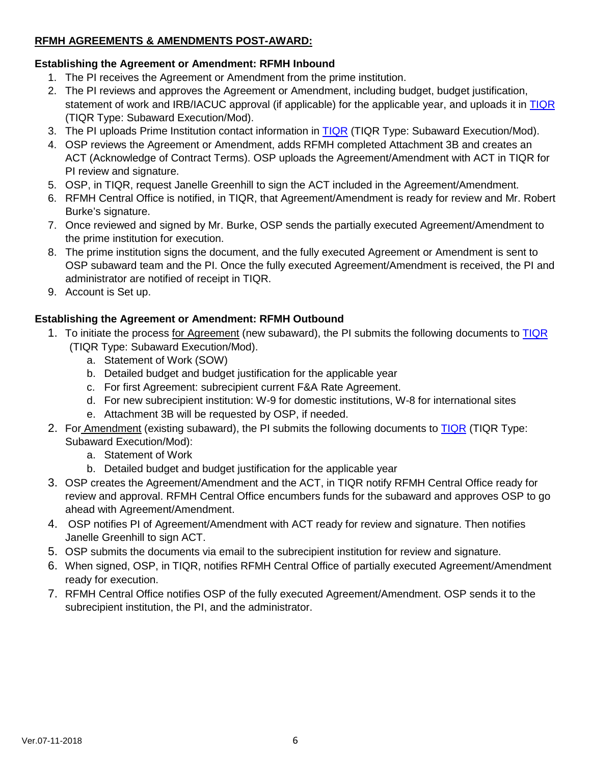## RFMH AGREEMENTS & AMENDMENTS POST-AWARD:

### Establishing the Agreement or Amendment: RFMH Inbound

1. The PI receives the Agreement or Amendment from the prime institution.
2. The PI reviews and approves the Agreement or Amendment, including budget, budget justification, statement of work and IRB/IACUC approval (if applicable) for the applicable year, and uploads it in TIQR (TIQR Type: Subaward Execution/Mod).
3. The PI uploads Prime Institution contact information in TIQR (TIQR Type: Subaward Execution/Mod).
4. OSP reviews the Agreement or Amendment, adds RFMH completed Attachment 3B and creates an ACT (Acknowledge of Contract Terms). OSP uploads the Agreement/Amendment with ACT in TIQR for PI review and signature.
5. OSP, in TIQR, request Janelle Greenhill to sign the ACT included in the Agreement/Amendment.
6. RFMH Central Office is notified, in TIQR, that Agreement/Amendment is ready for review and Mr. Robert Burke's signature.
7. Once reviewed and signed by Mr. Burke, OSP sends the partially executed Agreement/Amendment to the prime institution for execution.
8. The prime institution signs the document, and the fully executed Agreement or Amendment is sent to OSP subaward team and the PI. Once the fully executed Agreement/Amendment is received, the PI and administrator are notified of receipt in TIQR.
9. Account is Set up.

### Establishing the Agreement or Amendment: RFMH Outbound

1. To initiate the process for Agreement (new subaward), the PI submits the following documents to TIQR (TIQR Type: Subaward Execution/Mod).
   a. Statement of Work (SOW)
   b. Detailed budget and budget justification for the applicable year
   c. For first Agreement: subrecipient current F&A Rate Agreement.
   d. For new subrecipient institution: W-9 for domestic institutions, W-8 for international sites
   e. Attachment 3B will be requested by OSP, if needed.
2. For Amendment (existing subaward), the PI submits the following documents to TIQR (TIQR Type: Subaward Execution/Mod):
   a. Statement of Work
   b. Detailed budget and budget justification for the applicable year
3. OSP creates the Agreement/Amendment and the ACT, in TIQR notify RFMH Central Office ready for review and approval. RFMH Central Office encumbers funds for the subaward and approves OSP to go ahead with Agreement/Amendment.
4. OSP notifies PI of Agreement/Amendment with ACT ready for review and signature. Then notifies Janelle Greenhill to sign ACT.
5. OSP submits the documents via email to the subrecipient institution for review and signature.
6. When signed, OSP, in TIQR, notifies RFMH Central Office of partially executed Agreement/Amendment ready for execution.
7. RFMH Central Office notifies OSP of the fully executed Agreement/Amendment. OSP sends it to the subrecipient institution, the PI, and the administrator.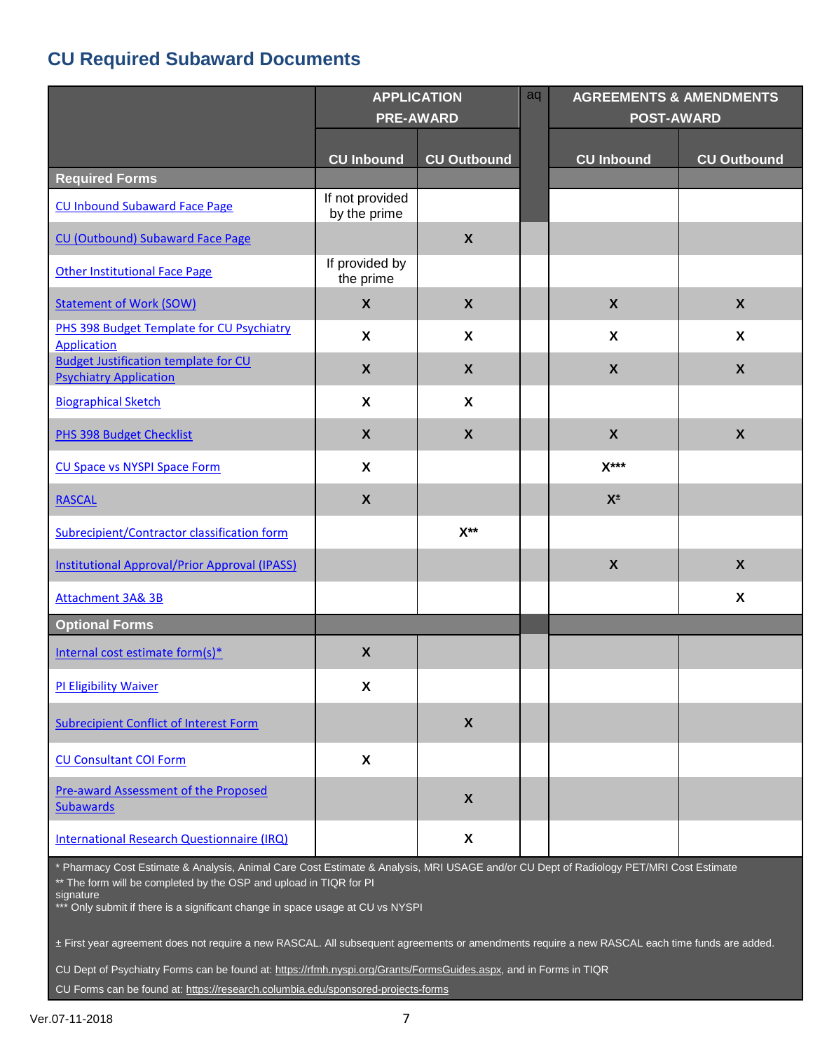## CU Required Subaward Documents

| | APPLICATION PRE-AWARD | | aq | AGREEMENTS & AMENDMENTS POST-AWARD | |
|---|---|---|---|---|---|
| | CU Inbound | CU Outbound | | CU Inbound | CU Outbound |
| **Required Forms** | | | | | |
| CU Inbound Subaward Face Page | If not provided by the prime | | | | |
| CU (Outbound) Subaward Face Page | | X | | | |
| Other Institutional Face Page | If provided by the prime | | | | |
| Statement of Work (SOW) | X | X | | X | X |
| PHS 398 Budget Template for CU Psychiatry Application | X | X | | X | X |
| Budget Justification template for CU Psychiatry Application | X | X | | X | X |
| Biographical Sketch | X | X | | | |
| PHS 398 Budget Checklist | X | X | | X | X |
| CU Space vs NYSPI Space Form | X | | | X*** | |
| RASCAL | X | | | X± | |
| Subrecipient/Contractor classification form | | X** | | | |
| Institutional Approval/Prior Approval (IPASS) | | | | X | X |
| Attachment 3A& 3B | | | | | X |
| **Optional Forms** | | | | | |
| Internal cost estimate form(s)* | X | | | | |
| PI Eligibility Waiver | X | | | | |
| Subrecipient Conflict of Interest Form | | X | | | |
| CU Consultant COI Form | X | | | | |
| Pre-award Assessment of the Proposed Subawards | | X | | | |
| International Research Questionnaire (IRQ) | | X | | | |

\* Pharmacy Cost Estimate & Analysis, Animal Care Cost Estimate & Analysis, MRI USAGE and/or CU Dept of Radiology PET/MRI Cost Estimate

** The form will be completed by the OSP and upload in TIQR for PI signature

*** Only submit if there is a significant change in space usage at CU vs NYSPI

± First year agreement does not require a new RASCAL. All subsequent agreements or amendments require a new RASCAL each time funds are added.

CU Dept of Psychiatry Forms can be found at: https://rfmh.nyspi.org/Grants/FormsGuides.aspx, and in Forms in TIQR

CU Forms can be found at: https://research.columbia.edu/sponsored-projects-forms

Ver.07-11-2018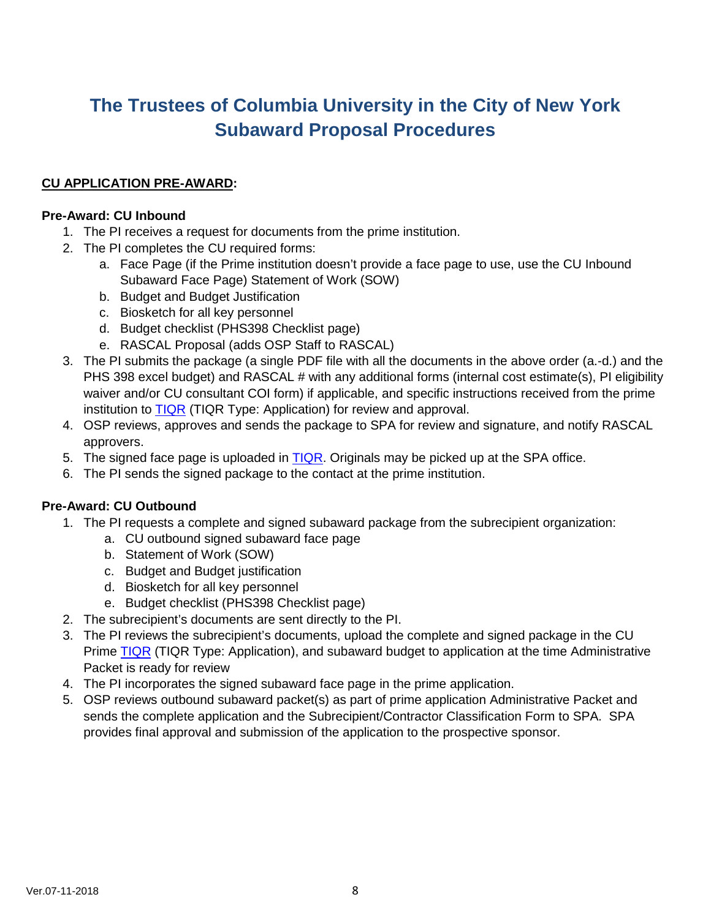# The Trustees of Columbia University in the City of New York Subaward Proposal Procedures

**<u>CU APPLICATION PRE-AWARD</u>:**

**Pre-Award: CU Inbound**

1. The PI receives a request for documents from the prime institution.
2. The PI completes the CU required forms:
   a. Face Page (if the Prime institution doesn't provide a face page to use, use the CU Inbound Subaward Face Page) Statement of Work (SOW)
   b. Budget and Budget Justification
   c. Biosketch for all key personnel
   d. Budget checklist (PHS398 Checklist page)
   e. RASCAL Proposal (adds OSP Staff to RASCAL)
3. The PI submits the package (a single PDF file with all the documents in the above order (a.-d.) and the PHS 398 excel budget) and RASCAL # with any additional forms (internal cost estimate(s), PI eligibility waiver and/or CU consultant COI form) if applicable, and specific instructions received from the prime institution to TIQR (TIQR Type: Application) for review and approval.
4. OSP reviews, approves and sends the package to SPA for review and signature, and notify RASCAL approvers.
5. The signed face page is uploaded in TIQR. Originals may be picked up at the SPA office.
6. The PI sends the signed package to the contact at the prime institution.

**Pre-Award: CU Outbound**

1. The PI requests a complete and signed subaward package from the subrecipient organization:
   a. CU outbound signed subaward face page
   b. Statement of Work (SOW)
   c. Budget and Budget justification
   d. Biosketch for all key personnel
   e. Budget checklist (PHS398 Checklist page)
2. The subrecipient's documents are sent directly to the PI.
3. The PI reviews the subrecipient's documents, upload the complete and signed package in the CU Prime TIQR (TIQR Type: Application), and subaward budget to application at the time Administrative Packet is ready for review
4. The PI incorporates the signed subaward face page in the prime application.
5. OSP reviews outbound subaward packet(s) as part of prime application Administrative Packet and sends the complete application and the Subrecipient/Contractor Classification Form to SPA. SPA provides final approval and submission of the application to the prospective sponsor.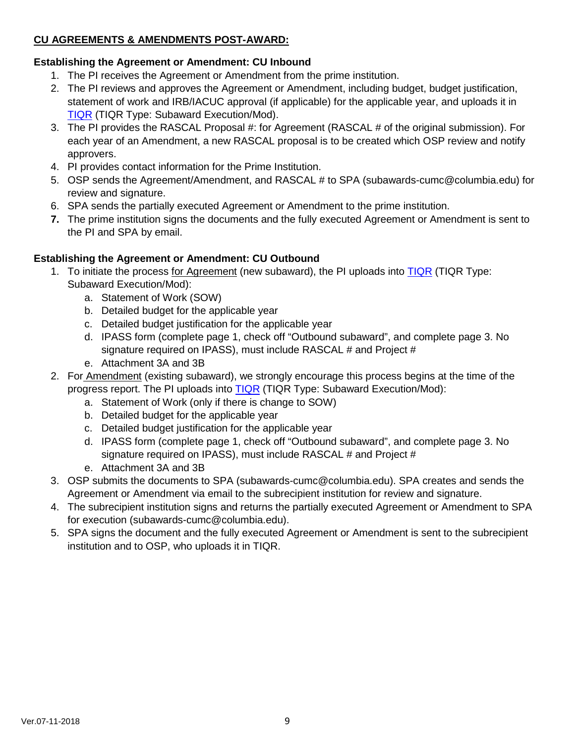**CU AGREEMENTS & AMENDMENTS POST-AWARD:**

**Establishing the Agreement or Amendment: CU Inbound**

1. The PI receives the Agreement or Amendment from the prime institution.
2. The PI reviews and approves the Agreement or Amendment, including budget, budget justification, statement of work and IRB/IACUC approval (if applicable) for the applicable year, and uploads it in TIQR (TIQR Type: Subaward Execution/Mod).
3. The PI provides the RASCAL Proposal #: for Agreement (RASCAL # of the original submission). For each year of an Amendment, a new RASCAL proposal is to be created which OSP review and notify approvers.
4. PI provides contact information for the Prime Institution.
5. OSP sends the Agreement/Amendment, and RASCAL # to SPA (subawards-cumc@columbia.edu) for review and signature.
6. SPA sends the partially executed Agreement or Amendment to the prime institution.
7. The prime institution signs the documents and the fully executed Agreement or Amendment is sent to the PI and SPA by email.

**Establishing the Agreement or Amendment: CU Outbound**

1. To initiate the process for Agreement (new subaward), the PI uploads into TIQR (TIQR Type: Subaward Execution/Mod):
   a. Statement of Work (SOW)
   b. Detailed budget for the applicable year
   c. Detailed budget justification for the applicable year
   d. IPASS form (complete page 1, check off "Outbound subaward", and complete page 3. No signature required on IPASS), must include RASCAL # and Project #
   e. Attachment 3A and 3B
2. For Amendment (existing subaward), we strongly encourage this process begins at the time of the progress report. The PI uploads into TIQR (TIQR Type: Subaward Execution/Mod):
   a. Statement of Work (only if there is change to SOW)
   b. Detailed budget for the applicable year
   c. Detailed budget justification for the applicable year
   d. IPASS form (complete page 1, check off "Outbound subaward", and complete page 3. No signature required on IPASS), must include RASCAL # and Project #
   e. Attachment 3A and 3B
3. OSP submits the documents to SPA (subawards-cumc@columbia.edu). SPA creates and sends the Agreement or Amendment via email to the subrecipient institution for review and signature.
4. The subrecipient institution signs and returns the partially executed Agreement or Amendment to SPA for execution (subawards-cumc@columbia.edu).
5. SPA signs the document and the fully executed Agreement or Amendment is sent to the subrecipient institution and to OSP, who uploads it in TIQR.